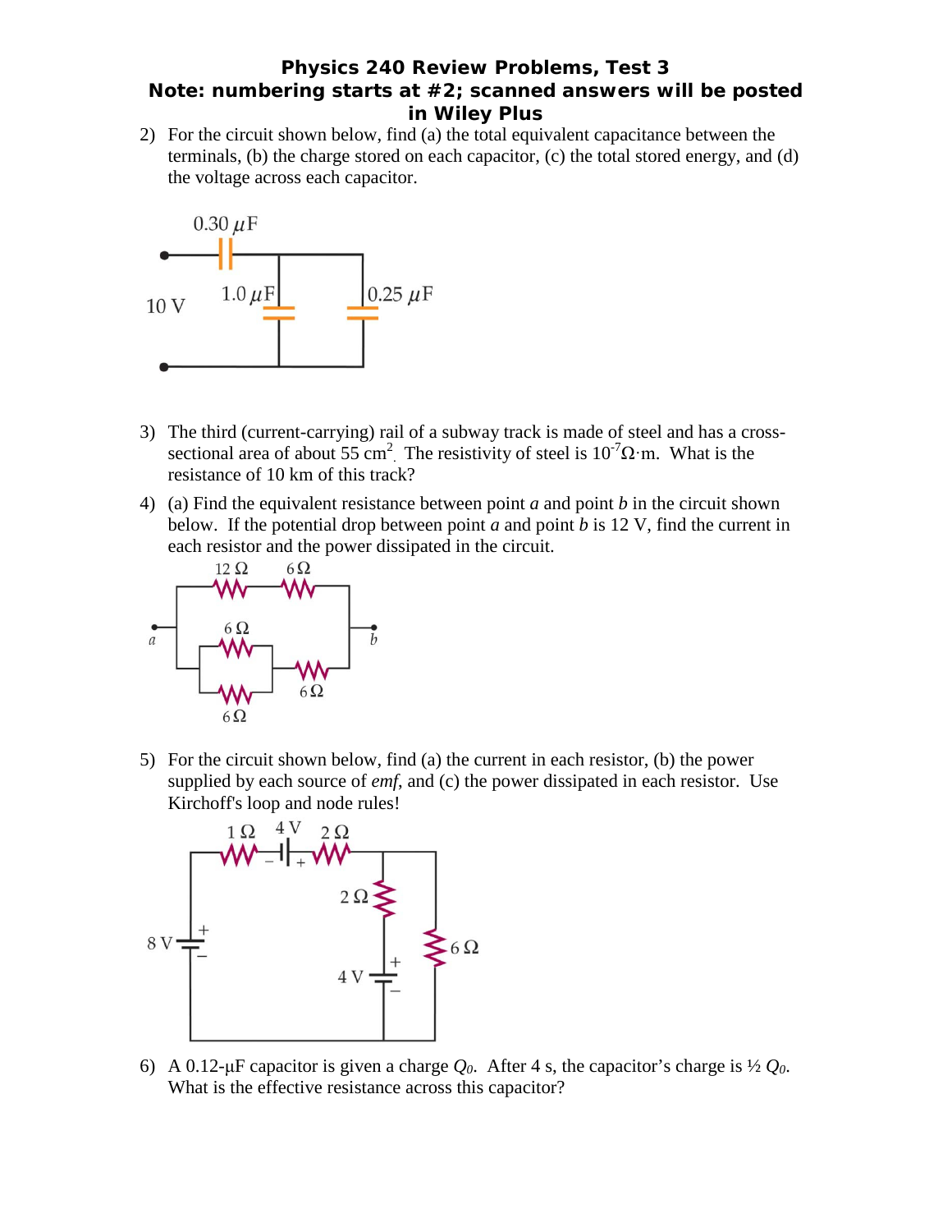# Physics 240 Review Problems, Test 3

## Note: numbering starts at #2; scanned answers will be posted in Wiley Plus

2) For the circuit shown below, find (a) the total equivalent capacitance between the terminals, (b) the charge stored on each capacitor, (c) the total stored energy, and (d) the voltage across each capacitor.

3) The third (current-carrying) rail of a subway track is made of steel and has a cross-sectional area of about 55 $cm^2$. The resistivity of steel is $10^{-7}\Omega\cdot m$. What is the resistance of 10 km of this track?

4) (a) Find the equivalent resistance between point *a* and point *b* in the circuit shown below. If the potential drop between point *a* and point *b* is 12 V, find the current in each resistor and the power dissipated in the circuit.

5) For the circuit shown below, find (a) the current in each resistor, (b) the power supplied by each source of *emf*, and (c) the power dissipated in each resistor. Use Kirchoff's loop and node rules!

6) A 0.12-μF capacitor is given a charge $Q_0$. After 4 s, the capacitor's charge is ½ $Q_0$. What is the effective resistance across this capacitor?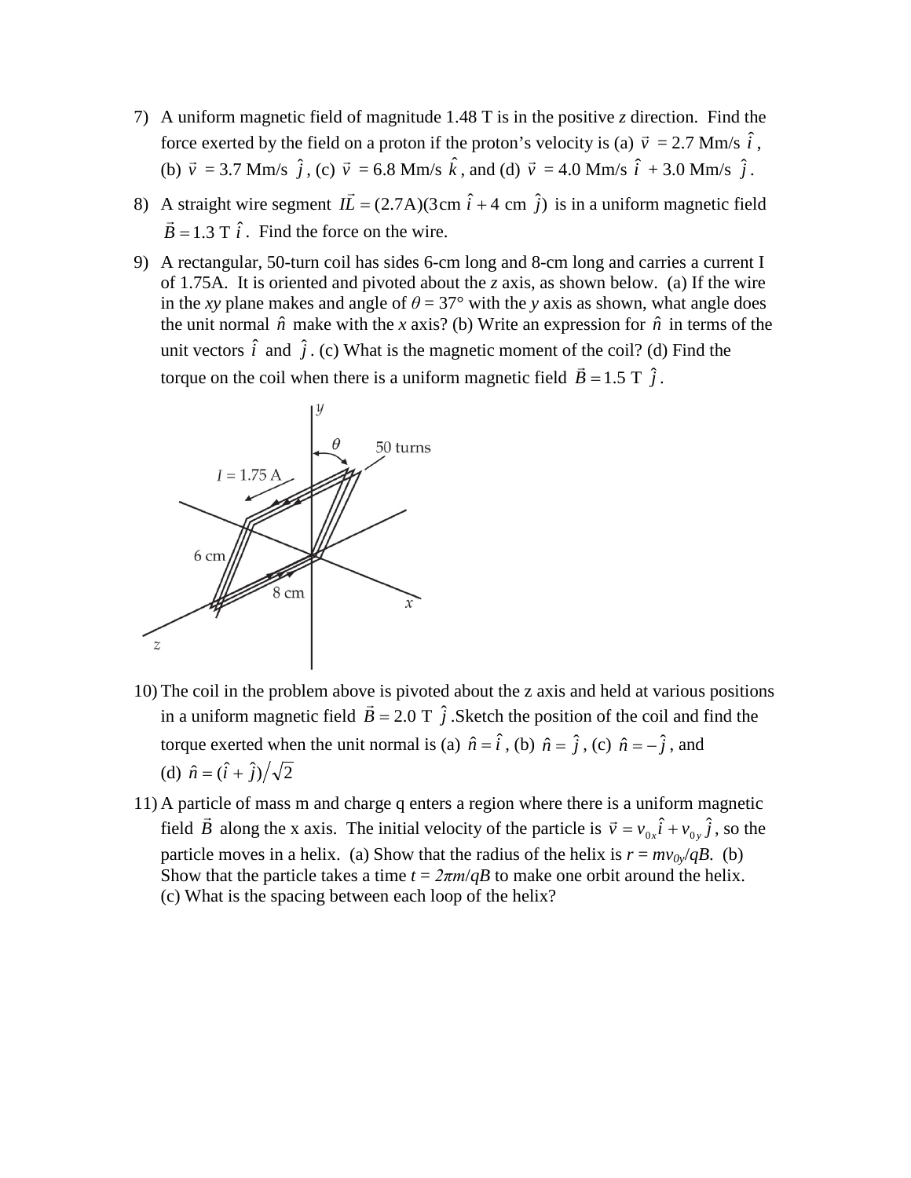7) A uniform magnetic field of magnitude 1.48 T is in the positive $z$ direction. Find the force exerted by the field on a proton if the proton's velocity is (a) $\vec{v}$ = 2.7 Mm/s $\hat{i}$, (b) $\vec{v}$ = 3.7 Mm/s $\hat{j}$, (c) $\vec{v}$ = 6.8 Mm/s $\hat{k}$, and (d) $\vec{v}$ = 4.0 Mm/s $\hat{i}$ + 3.0 Mm/s $\hat{j}$.

8) A straight wire segment $I\vec{L} = (2.7\text{A})(3\text{cm}\ \hat{i} + 4\text{ cm}\ \hat{j})$ is in a uniform magnetic field $\vec{B} = 1.3\text{ T}\ \hat{i}$. Find the force on the wire.

9) A rectangular, 50-turn coil has sides 6-cm long and 8-cm long and carries a current I of 1.75A. It is oriented and pivoted about the $z$ axis, as shown below. (a) If the wire in the $xy$ plane makes and angle of $\theta$ = 37° with the $y$ axis as shown, what angle does the unit normal $\hat{n}$ make with the $x$ axis? (b) Write an expression for $\hat{n}$ in terms of the unit vectors $\hat{i}$ and $\hat{j}$. (c) What is the magnetic moment of the coil? (d) Find the torque on the coil when there is a uniform magnetic field $\vec{B} = 1.5\text{ T}\ \hat{j}$.

y

$\theta$

50 turns

$I$ = 1.75 A

6 cm

8 cm

x

z

10) The coil in the problem above is pivoted about the z axis and held at various positions in a uniform magnetic field $\vec{B} = 2.0\text{ T}\ \hat{j}$. Sketch the position of the coil and find the torque exerted when the unit normal is (a) $\hat{n} = \hat{i}$, (b) $\hat{n} = \hat{j}$, (c) $\hat{n} = -\hat{j}$, and (d) $\hat{n} = (\hat{i} + \hat{j})/\sqrt{2}$

11) A particle of mass m and charge q enters a region where there is a uniform magnetic field $\vec{B}$ along the x axis. The initial velocity of the particle is $\vec{v} = v_{0x}\hat{i} + v_{0y}\hat{j}$, so the particle moves in a helix. (a) Show that the radius of the helix is $r = mv_{0y}/qB$. (b) Show that the particle takes a time $t = 2\pi m/qB$ to make one orbit around the helix. (c) What is the spacing between each loop of the helix?